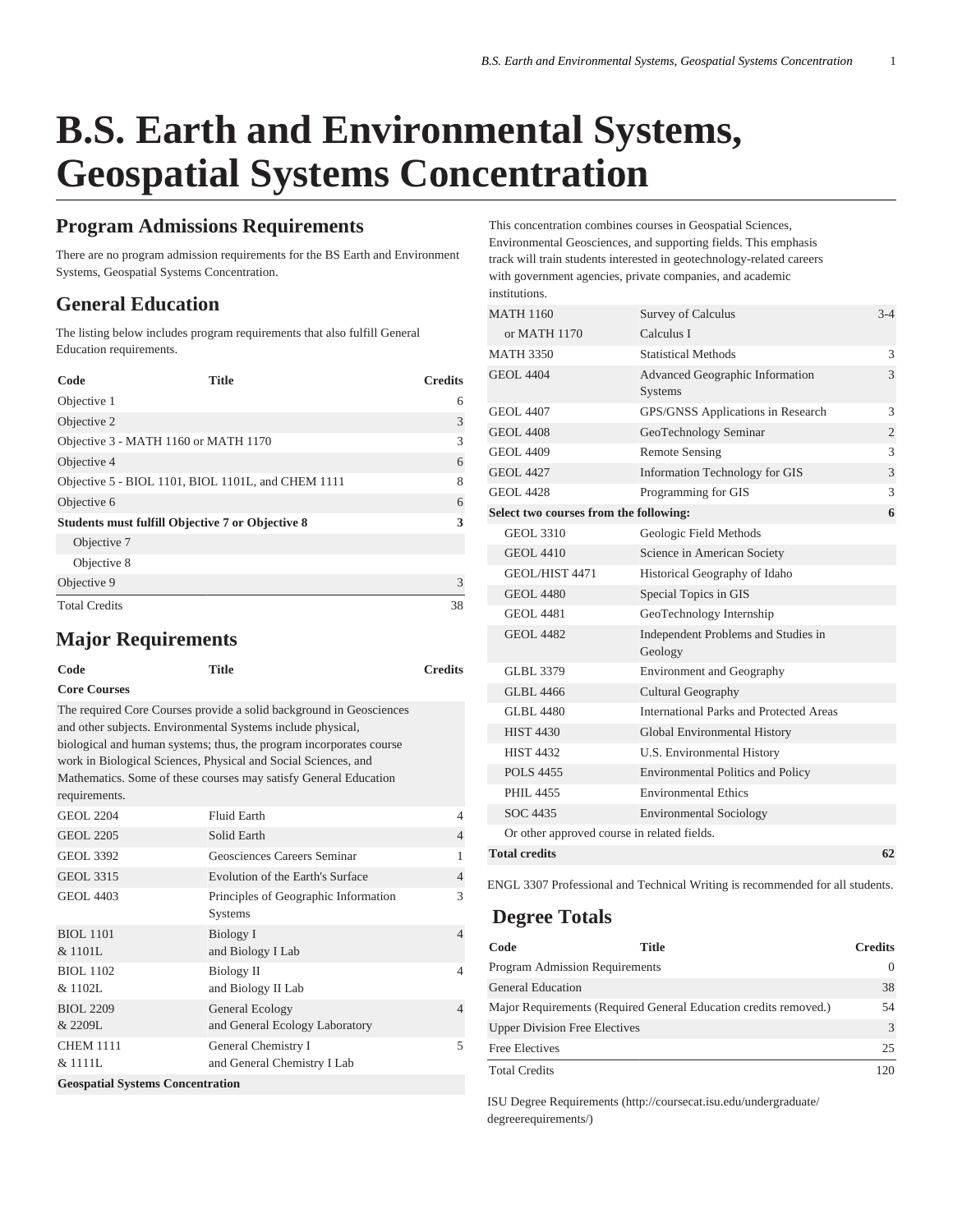# B.S. Earth and Environmental Systems, Geospatial Systems Concentration

## Program Admissions Requirements

There are no program admission requirements for the BS Earth and Environment Systems, Geospatial Systems Concentration.

## General Education

The listing below includes program requirements that also fulfill General Education requirements.

| Code | Title | Credits |
|---|---|---|
| Objective 1 | | 6 |
| Objective 2 | | 3 |
| Objective 3 - MATH 1160 or MATH 1170 | | 3 |
| Objective 4 | | 6 |
| Objective 5 - BIOL 1101, BIOL 1101L, and CHEM 1111 | | 8 |
| Objective 6 | | 6 |
| **Students must fulfill Objective 7 or Objective 8** | | **3** |
| Objective 7 | | |
| Objective 8 | | |
| Objective 9 | | 3 |
| Total Credits | | 38 |

## Major Requirements

| Code | Title | Credits |
|---|---|---|
| **Core Courses** | | |
| The required Core Courses provide a solid background in Geosciences and other subjects. Environmental Systems include physical, biological and human systems; thus, the program incorporates course work in Biological Sciences, Physical and Social Sciences, and Mathematics. Some of these courses may satisfy General Education requirements. | | |
| GEOL 2204 | Fluid Earth | 4 |
| GEOL 2205 | Solid Earth | 4 |
| GEOL 3392 | Geosciences Careers Seminar | 1 |
| GEOL 3315 | Evolution of the Earth's Surface | 4 |
| GEOL 4403 | Principles of Geographic Information Systems | 3 |
| BIOL 1101 & 1101L | Biology I and Biology I Lab | 4 |
| BIOL 1102 & 1102L | Biology II and Biology II Lab | 4 |
| BIOL 2209 & 2209L | General Ecology and General Ecology Laboratory | 4 |
| CHEM 1111 & 1111L | General Chemistry I and General Chemistry I Lab | 5 |
| **Geospatial Systems Concentration** | | |
| This concentration combines courses in Geospatial Sciences, Environmental Geosciences, and supporting fields. This emphasis track will train students interested in geotechnology-related careers with government agencies, private companies, and academic institutions. | | |
| MATH 1160 | Survey of Calculus | 3-4 |
| or MATH 1170 | Calculus I | |
| MATH 3350 | Statistical Methods | 3 |
| GEOL 4404 | Advanced Geographic Information Systems | 3 |
| GEOL 4407 | GPS/GNSS Applications in Research | 3 |
| GEOL 4408 | GeoTechnology Seminar | 2 |
| GEOL 4409 | Remote Sensing | 3 |
| GEOL 4427 | Information Technology for GIS | 3 |
| GEOL 4428 | Programming for GIS | 3 |
| **Select two courses from the following:** | | **6** |
| GEOL 3310 | Geologic Field Methods | |
| GEOL 4410 | Science in American Society | |
| GEOL/HIST 4471 | Historical Geography of Idaho | |
| GEOL 4480 | Special Topics in GIS | |
| GEOL 4481 | GeoTechnology Internship | |
| GEOL 4482 | Independent Problems and Studies in Geology | |
| GLBL 3379 | Environment and Geography | |
| GLBL 4466 | Cultural Geography | |
| GLBL 4480 | International Parks and Protected Areas | |
| HIST 4430 | Global Environmental History | |
| HIST 4432 | U.S. Environmental History | |
| POLS 4455 | Environmental Politics and Policy | |
| PHIL 4455 | Environmental Ethics | |
| SOC 4435 | Environmental Sociology | |
| Or other approved course in related fields. | | |
| **Total credits** | | **62** |

ENGL 3307 Professional and Technical Writing is recommended for all students.

## Degree Totals

| Code | Title | Credits |
|---|---|---|
| Program Admission Requirements | | 0 |
| General Education | | 38 |
| Major Requirements (Required General Education credits removed.) | | 54 |
| Upper Division Free Electives | | 3 |
| Free Electives | | 25 |
| Total Credits | | 120 |

ISU Degree Requirements (http://coursecat.isu.edu/undergraduate/degreerequirements/)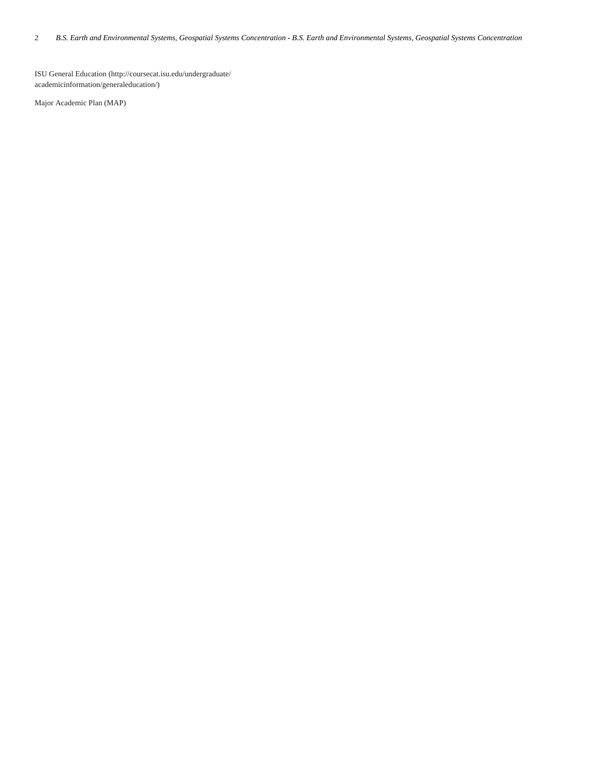ISU General Education (http://coursecat.isu.edu/undergraduate/academicinformation/generaleducation/)

Major Academic Plan (MAP)